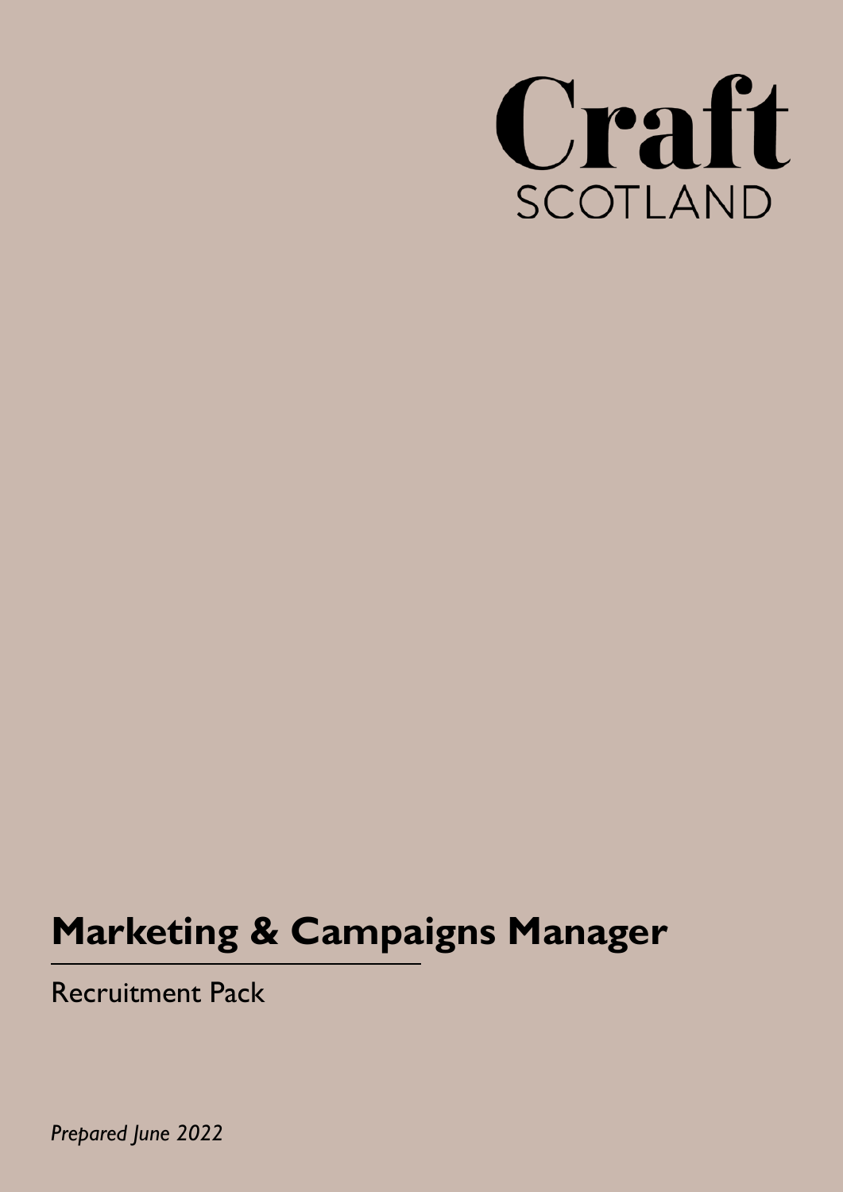Craft
SCOTLAND

# Marketing & Campaigns Manager

Recruitment Pack

*Prepared June 2022*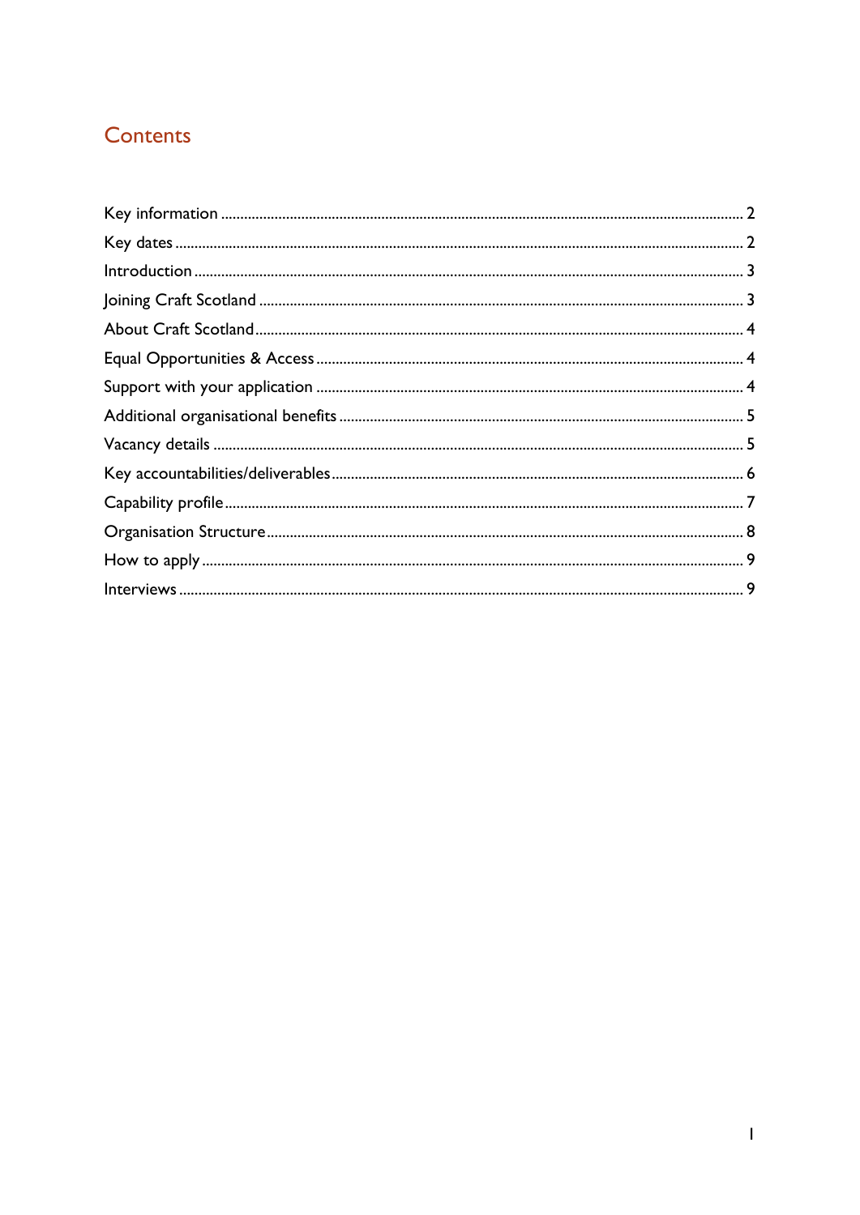# Contents

Key information ........................................................................................................................ 2
Key dates .................................................................................................................................. 2
Introduction ............................................................................................................................. 3
Joining Craft Scotland .............................................................................................................. 3
About Craft Scotland ................................................................................................................ 4
Equal Opportunities & Access .................................................................................................. 4
Support with your application .................................................................................................. 4
Additional organisational benefits ............................................................................................ 5
Vacancy details ........................................................................................................................ 5
Key accountabilities/deliverables .............................................................................................. 6
Capability profile ...................................................................................................................... 7
Organisation Structure .............................................................................................................. 8
How to apply ............................................................................................................................ 9
Interviews ................................................................................................................................. 9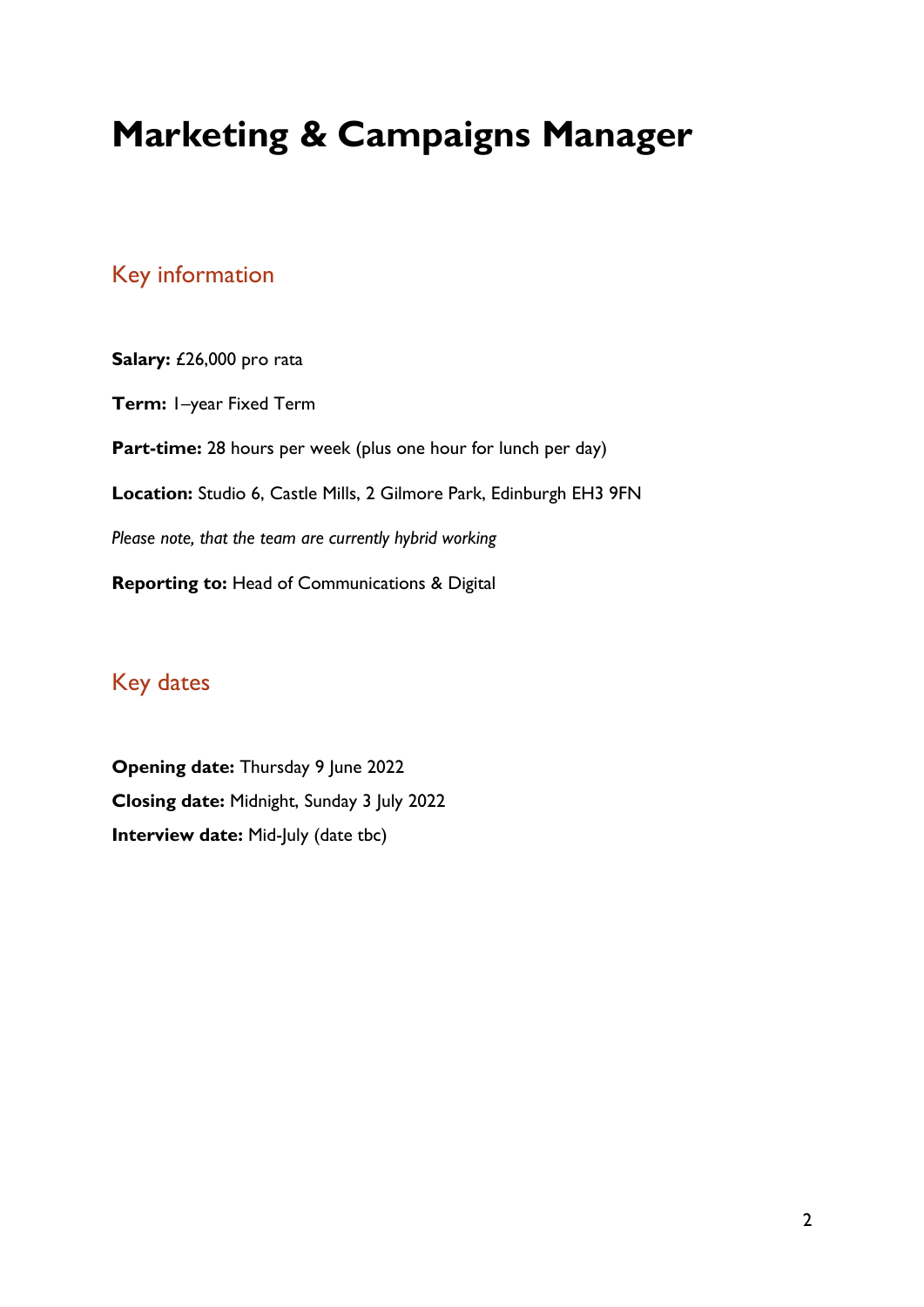# Marketing & Campaigns Manager

## Key information

**Salary:** £26,000 pro rata

**Term:** 1–year Fixed Term

**Part-time:** 28 hours per week (plus one hour for lunch per day)

**Location:** Studio 6, Castle Mills, 2 Gilmore Park, Edinburgh EH3 9FN

*Please note, that the team are currently hybrid working*

**Reporting to:** Head of Communications & Digital

## Key dates

**Opening date:** Thursday 9 June 2022
**Closing date:** Midnight, Sunday 3 July 2022
**Interview date:** Mid-July (date tbc)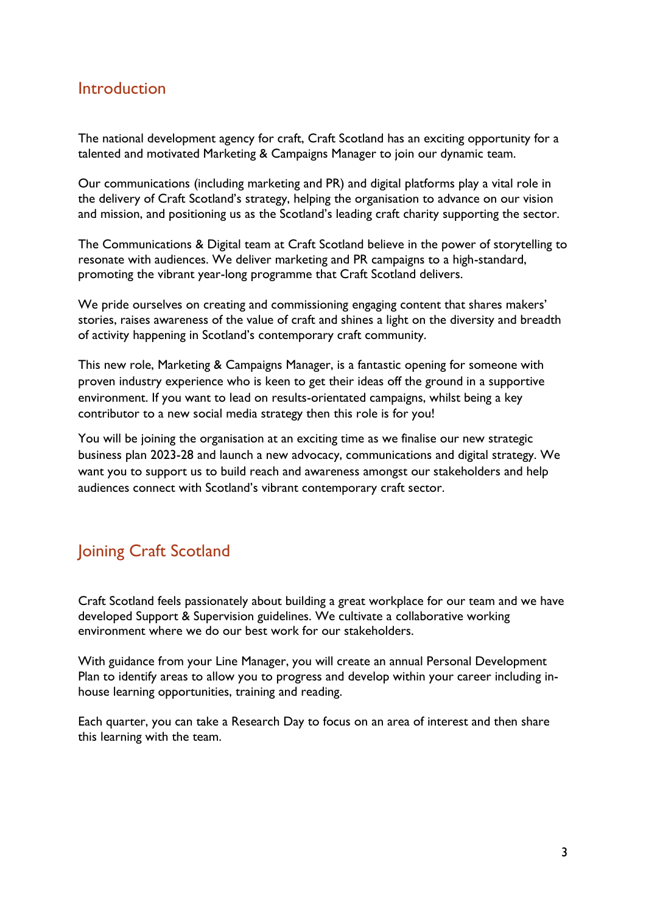## Introduction

The national development agency for craft, Craft Scotland has an exciting opportunity for a talented and motivated Marketing & Campaigns Manager to join our dynamic team.

Our communications (including marketing and PR) and digital platforms play a vital role in the delivery of Craft Scotland's strategy, helping the organisation to advance on our vision and mission, and positioning us as the Scotland's leading craft charity supporting the sector.

The Communications & Digital team at Craft Scotland believe in the power of storytelling to resonate with audiences. We deliver marketing and PR campaigns to a high-standard, promoting the vibrant year-long programme that Craft Scotland delivers.

We pride ourselves on creating and commissioning engaging content that shares makers' stories, raises awareness of the value of craft and shines a light on the diversity and breadth of activity happening in Scotland's contemporary craft community.

This new role, Marketing & Campaigns Manager, is a fantastic opening for someone with proven industry experience who is keen to get their ideas off the ground in a supportive environment. If you want to lead on results-orientated campaigns, whilst being a key contributor to a new social media strategy then this role is for you!

You will be joining the organisation at an exciting time as we finalise our new strategic business plan 2023-28 and launch a new advocacy, communications and digital strategy. We want you to support us to build reach and awareness amongst our stakeholders and help audiences connect with Scotland's vibrant contemporary craft sector.

## Joining Craft Scotland

Craft Scotland feels passionately about building a great workplace for our team and we have developed Support & Supervision guidelines. We cultivate a collaborative working environment where we do our best work for our stakeholders.

With guidance from your Line Manager, you will create an annual Personal Development Plan to identify areas to allow you to progress and develop within your career including in-house learning opportunities, training and reading.

Each quarter, you can take a Research Day to focus on an area of interest and then share this learning with the team.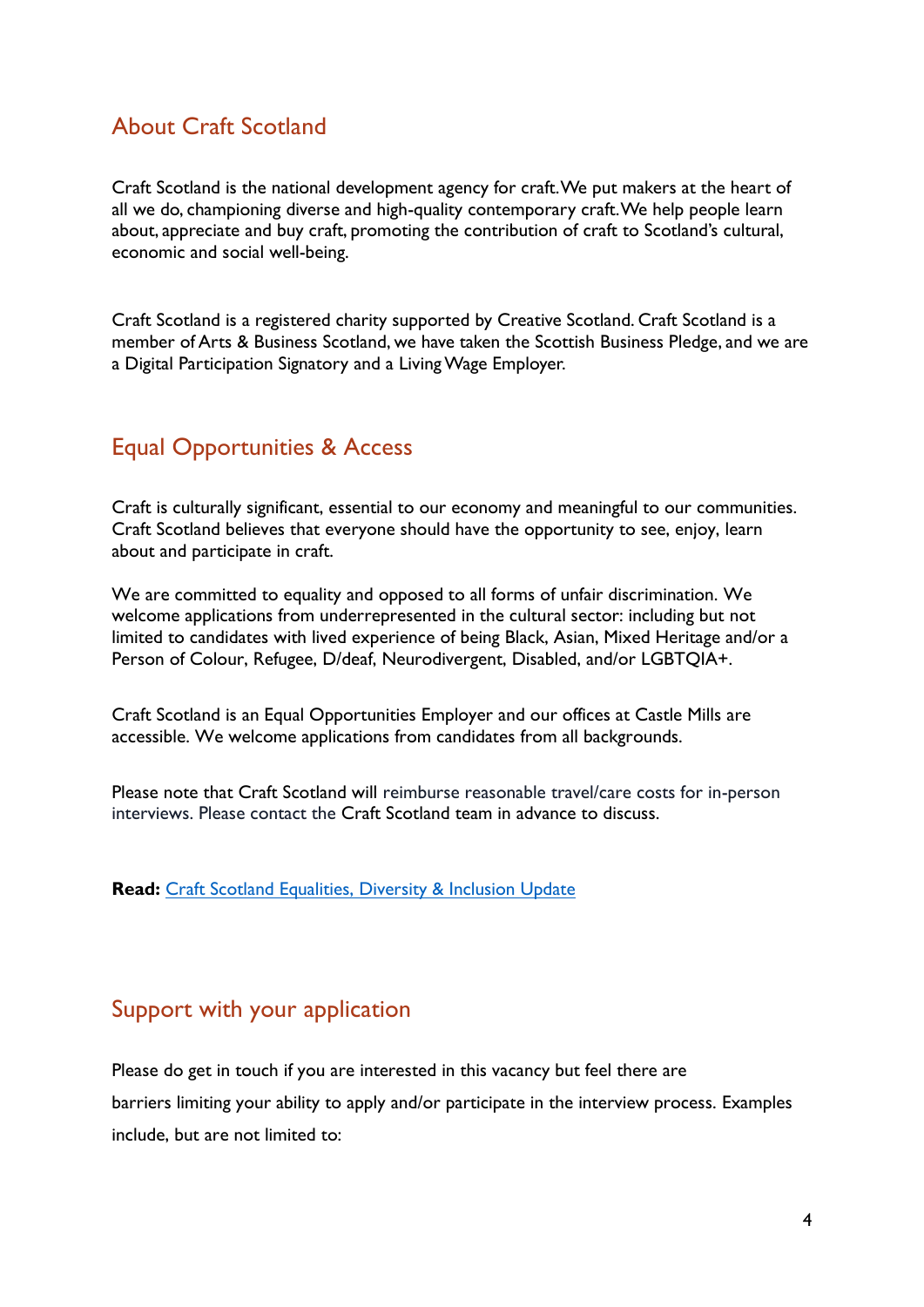## About Craft Scotland

Craft Scotland is the national development agency for craft. We put makers at the heart of all we do, championing diverse and high-quality contemporary craft. We help people learn about, appreciate and buy craft, promoting the contribution of craft to Scotland's cultural, economic and social well-being.

Craft Scotland is a registered charity supported by Creative Scotland. Craft Scotland is a member of Arts & Business Scotland, we have taken the Scottish Business Pledge, and we are a Digital Participation Signatory and a Living Wage Employer.

## Equal Opportunities & Access

Craft is culturally significant, essential to our economy and meaningful to our communities. Craft Scotland believes that everyone should have the opportunity to see, enjoy, learn about and participate in craft.

We are committed to equality and opposed to all forms of unfair discrimination. We welcome applications from underrepresented in the cultural sector: including but not limited to candidates with lived experience of being Black, Asian, Mixed Heritage and/or a Person of Colour, Refugee, D/deaf, Neurodivergent, Disabled, and/or LGBTQIA+.

Craft Scotland is an Equal Opportunities Employer and our offices at Castle Mills are accessible. We welcome applications from candidates from all backgrounds.

Please note that Craft Scotland will reimburse reasonable travel/care costs for in-person interviews. Please contact the Craft Scotland team in advance to discuss.

**Read:** Craft Scotland Equalities, Diversity & Inclusion Update

## Support with your application

Please do get in touch if you are interested in this vacancy but feel there are barriers limiting your ability to apply and/or participate in the interview process. Examples include, but are not limited to: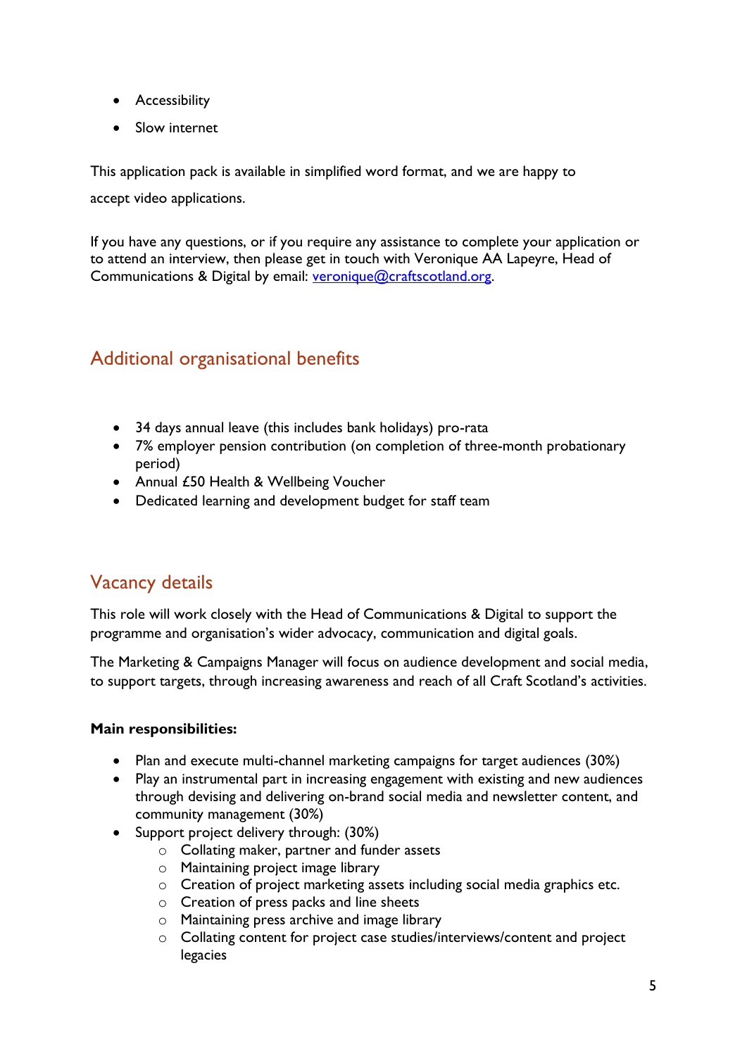- Accessibility
- Slow internet

This application pack is available in simplified word format, and we are happy to accept video applications.

If you have any questions, or if you require any assistance to complete your application or to attend an interview, then please get in touch with Veronique AA Lapeyre, Head of Communications & Digital by email: [veronique@craftscotland.org](mailto:veronique@craftscotland.org).

## Additional organisational benefits

- 34 days annual leave (this includes bank holidays) pro-rata
- 7% employer pension contribution (on completion of three-month probationary period)
- Annual £50 Health & Wellbeing Voucher
- Dedicated learning and development budget for staff team

## Vacancy details

This role will work closely with the Head of Communications & Digital to support the programme and organisation's wider advocacy, communication and digital goals.

The Marketing & Campaigns Manager will focus on audience development and social media, to support targets, through increasing awareness and reach of all Craft Scotland's activities.

**Main responsibilities:**

- Plan and execute multi-channel marketing campaigns for target audiences (30%)
- Play an instrumental part in increasing engagement with existing and new audiences through devising and delivering on-brand social media and newsletter content, and community management (30%)
- Support project delivery through: (30%)
  - Collating maker, partner and funder assets
  - Maintaining project image library
  - Creation of project marketing assets including social media graphics etc.
  - Creation of press packs and line sheets
  - Maintaining press archive and image library
  - Collating content for project case studies/interviews/content and project legacies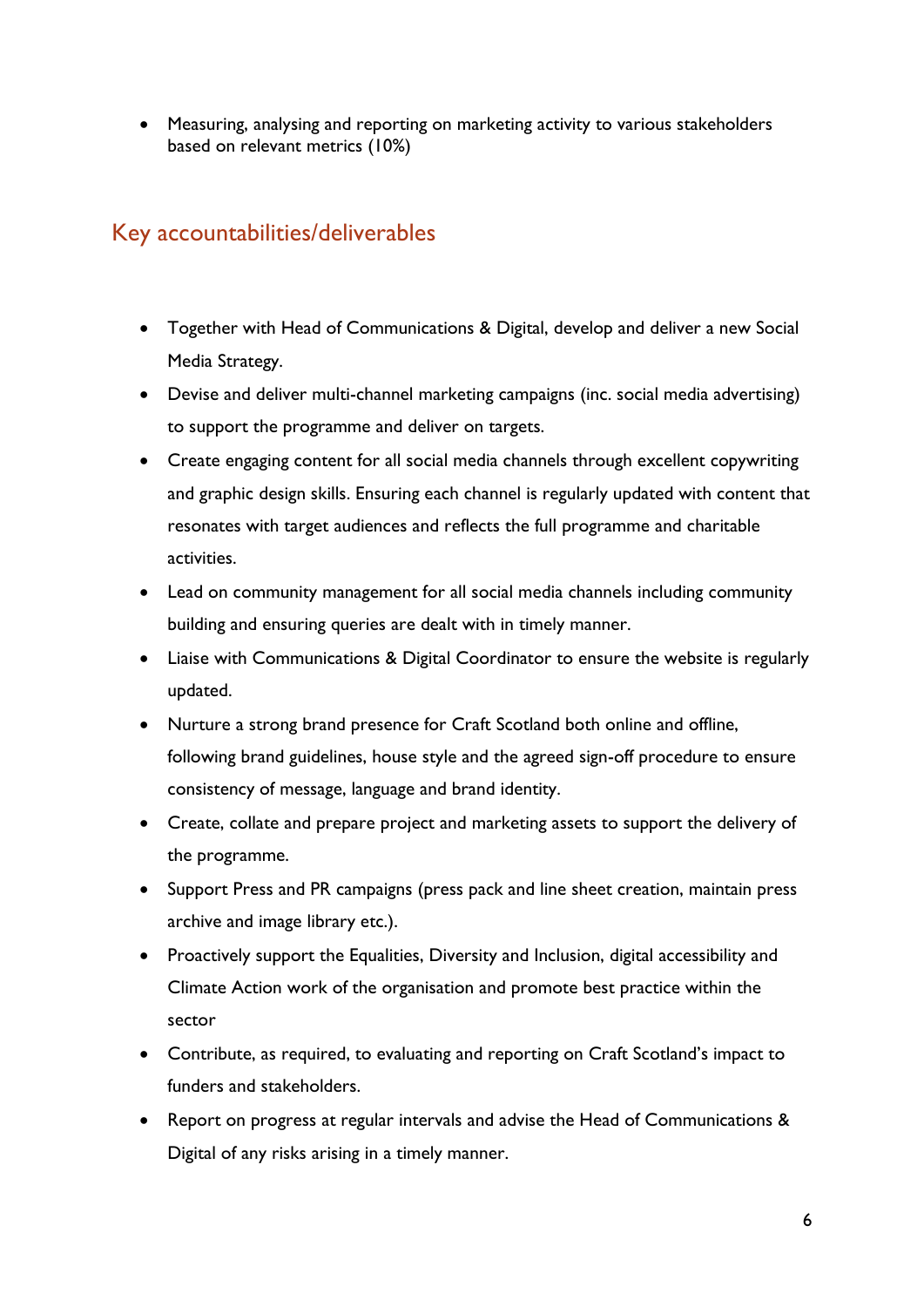- Measuring, analysing and reporting on marketing activity to various stakeholders based on relevant metrics (10%)

## Key accountabilities/deliverables

- Together with Head of Communications & Digital, develop and deliver a new Social Media Strategy.
- Devise and deliver multi-channel marketing campaigns (inc. social media advertising) to support the programme and deliver on targets.
- Create engaging content for all social media channels through excellent copywriting and graphic design skills. Ensuring each channel is regularly updated with content that resonates with target audiences and reflects the full programme and charitable activities.
- Lead on community management for all social media channels including community building and ensuring queries are dealt with in timely manner.
- Liaise with Communications & Digital Coordinator to ensure the website is regularly updated.
- Nurture a strong brand presence for Craft Scotland both online and offline, following brand guidelines, house style and the agreed sign-off procedure to ensure consistency of message, language and brand identity.
- Create, collate and prepare project and marketing assets to support the delivery of the programme.
- Support Press and PR campaigns (press pack and line sheet creation, maintain press archive and image library etc.).
- Proactively support the Equalities, Diversity and Inclusion, digital accessibility and Climate Action work of the organisation and promote best practice within the sector
- Contribute, as required, to evaluating and reporting on Craft Scotland's impact to funders and stakeholders.
- Report on progress at regular intervals and advise the Head of Communications & Digital of any risks arising in a timely manner.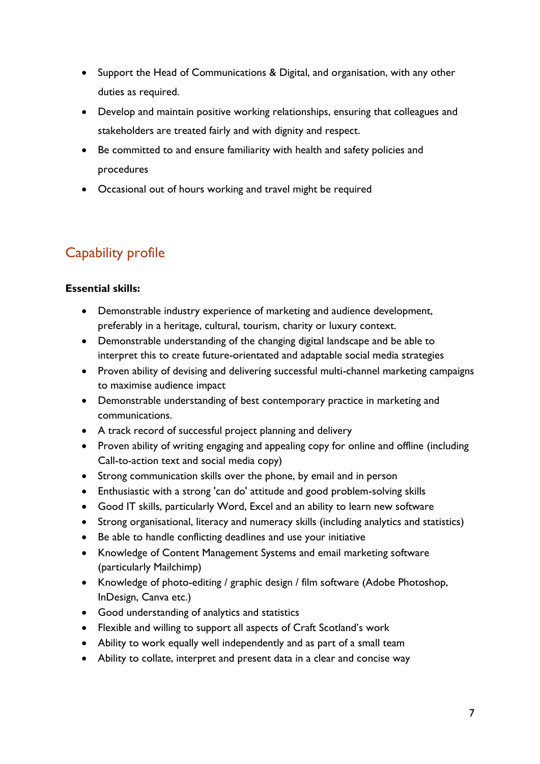- Support the Head of Communications & Digital, and organisation, with any other duties as required.
- Develop and maintain positive working relationships, ensuring that colleagues and stakeholders are treated fairly and with dignity and respect.
- Be committed to and ensure familiarity with health and safety policies and procedures
- Occasional out of hours working and travel might be required

## Capability profile

**Essential skills:**

- Demonstrable industry experience of marketing and audience development, preferably in a heritage, cultural, tourism, charity or luxury context.
- Demonstrable understanding of the changing digital landscape and be able to interpret this to create future-orientated and adaptable social media strategies
- Proven ability of devising and delivering successful multi-channel marketing campaigns to maximise audience impact
- Demonstrable understanding of best contemporary practice in marketing and communications.
- A track record of successful project planning and delivery
- Proven ability of writing engaging and appealing copy for online and offline (including Call-to-action text and social media copy)
- Strong communication skills over the phone, by email and in person
- Enthusiastic with a strong 'can do' attitude and good problem-solving skills
- Good IT skills, particularly Word, Excel and an ability to learn new software
- Strong organisational, literacy and numeracy skills (including analytics and statistics)
- Be able to handle conflicting deadlines and use your initiative
- Knowledge of Content Management Systems and email marketing software (particularly Mailchimp)
- Knowledge of photo-editing / graphic design / film software (Adobe Photoshop, InDesign, Canva etc.)
- Good understanding of analytics and statistics
- Flexible and willing to support all aspects of Craft Scotland's work
- Ability to work equally well independently and as part of a small team
- Ability to collate, interpret and present data in a clear and concise way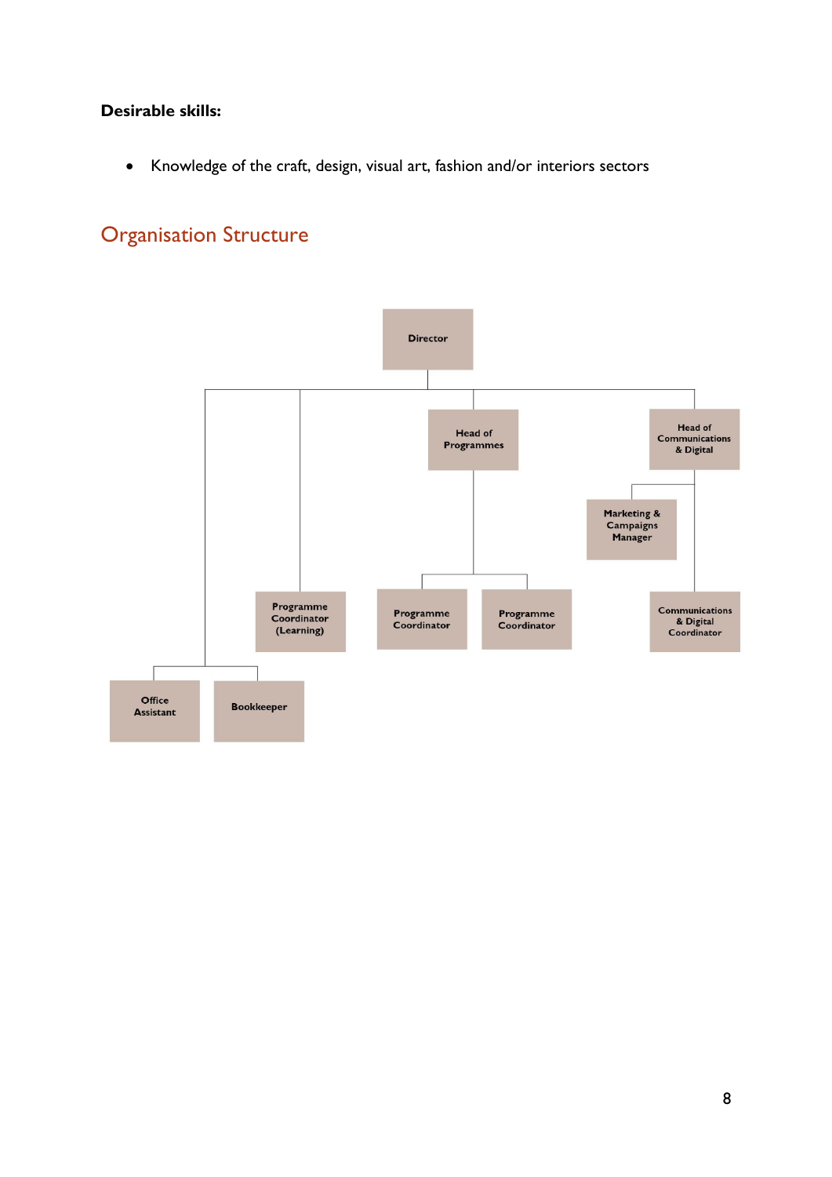**Desirable skills:**

- Knowledge of the craft, design, visual art, fashion and/or interiors sectors

## Organisation Structure

- Director
  - Office Assistant
  - Bookkeeper
  - Programme Coordinator (Learning)
  - Head of Programmes
    - Programme Coordinator
    - Programme Coordinator
  - Head of Communications & Digital
    - Marketing & Campaigns Manager
    - Communications & Digital Coordinator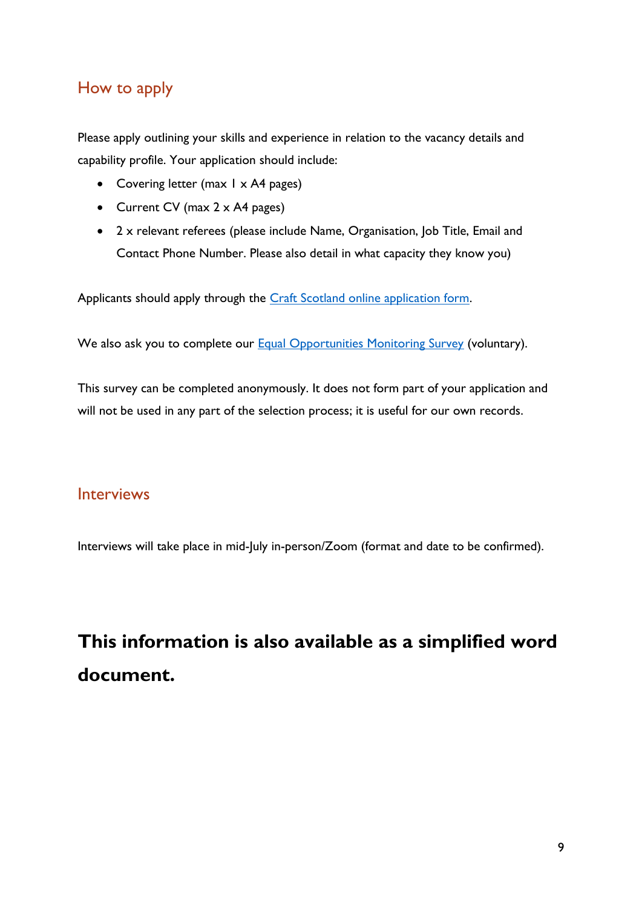## How to apply

Please apply outlining your skills and experience in relation to the vacancy details and capability profile. Your application should include:

- Covering letter (max 1 x A4 pages)
- Current CV (max 2 x A4 pages)
- 2 x relevant referees (please include Name, Organisation, Job Title, Email and Contact Phone Number. Please also detail in what capacity they know you)

Applicants should apply through the Craft Scotland online application form.

We also ask you to complete our Equal Opportunities Monitoring Survey (voluntary).

This survey can be completed anonymously. It does not form part of your application and will not be used in any part of the selection process; it is useful for our own records.

## Interviews

Interviews will take place in mid-July in-person/Zoom (format and date to be confirmed).

# This information is also available as a simplified word document.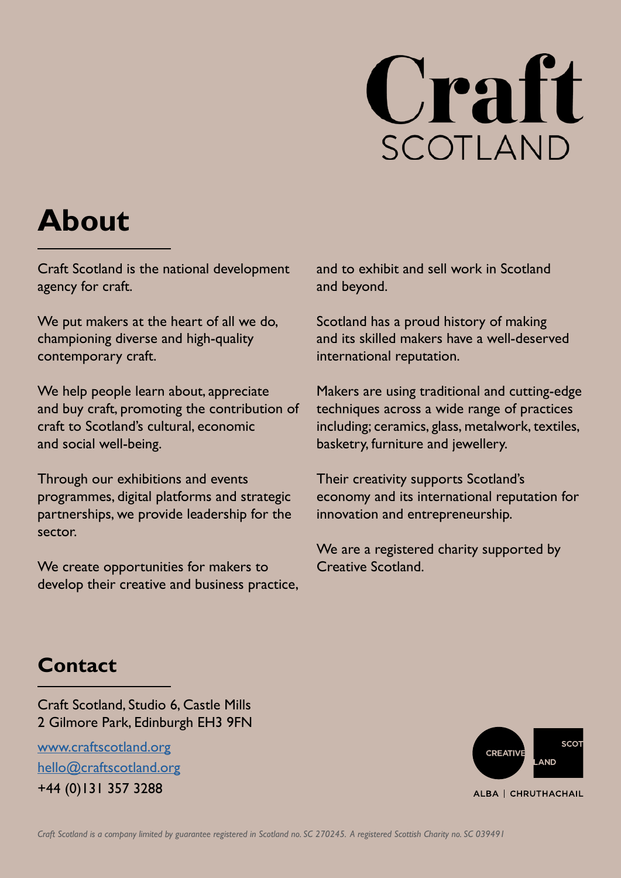Craft SCOTLAND

## About

Craft Scotland is the national development agency for craft.

We put makers at the heart of all we do, championing diverse and high-quality contemporary craft.

We help people learn about, appreciate and buy craft, promoting the contribution of craft to Scotland's cultural, economic and social well-being.

Through our exhibitions and events programmes, digital platforms and strategic partnerships, we provide leadership for the sector.

We create opportunities for makers to develop their creative and business practice, and to exhibit and sell work in Scotland and beyond.

Scotland has a proud history of making and its skilled makers have a well-deserved international reputation.

Makers are using traditional and cutting-edge techniques across a wide range of practices including; ceramics, glass, metalwork, textiles, basketry, furniture and jewellery.

Their creativity supports Scotland's economy and its international reputation for innovation and entrepreneurship.

We are a registered charity supported by Creative Scotland.

## Contact

Craft Scotland, Studio 6, Castle Mills
2 Gilmore Park, Edinburgh EH3 9FN

[www.craftscotland.org](http://www.craftscotland.org)
[hello@craftscotland.org](mailto:hello@craftscotland.org)
+44 (0)131 357 3288

CREATIVE SCOTLAND
ALBA | CHRUTHACHAIL

*Craft Scotland is a company limited by guarantee registered in Scotland no. SC 270245. A registered Scottish Charity no. SC 039491*